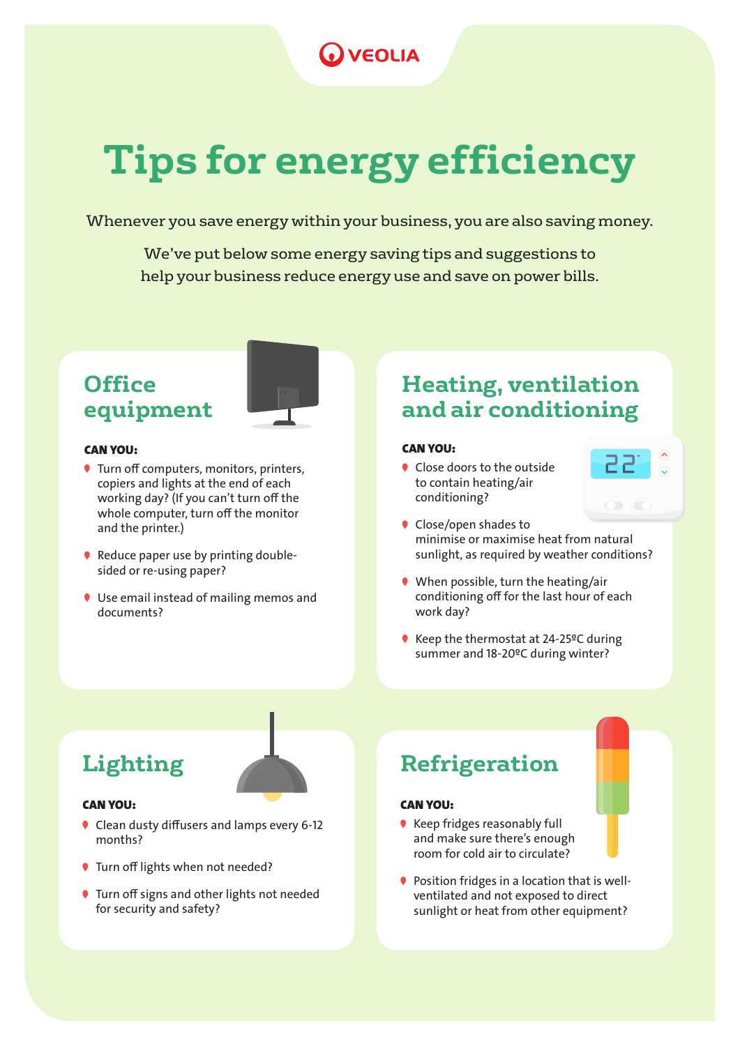VEOLIA

# Tips for energy efficiency

Whenever you save energy within your business, you are also saving money.

We've put below some energy saving tips and suggestions to help your business reduce energy use and save on power bills.

## Office equipment

**CAN YOU:**

- Turn off computers, monitors, printers, copiers and lights at the end of each working day? (If you can't turn off the whole computer, turn off the monitor and the printer.)
- Reduce paper use by printing double-sided or re-using paper?
- Use email instead of mailing memos and documents?

## Heating, ventilation and air conditioning

**CAN YOU:**

- Close doors to the outside to contain heating/air conditioning?
- Close/open shades to minimise or maximise heat from natural sunlight, as required by weather conditions?
- When possible, turn the heating/air conditioning off for the last hour of each work day?
- Keep the thermostat at 24-25ºC during summer and 18-20ºC during winter?

## Lighting

**CAN YOU:**

- Clean dusty diffusers and lamps every 6-12 months?
- Turn off lights when not needed?
- Turn off signs and other lights not needed for security and safety?

## Refrigeration

**CAN YOU:**

- Keep fridges reasonably full and make sure there's enough room for cold air to circulate?
- Position fridges in a location that is well-ventilated and not exposed to direct sunlight or heat from other equipment?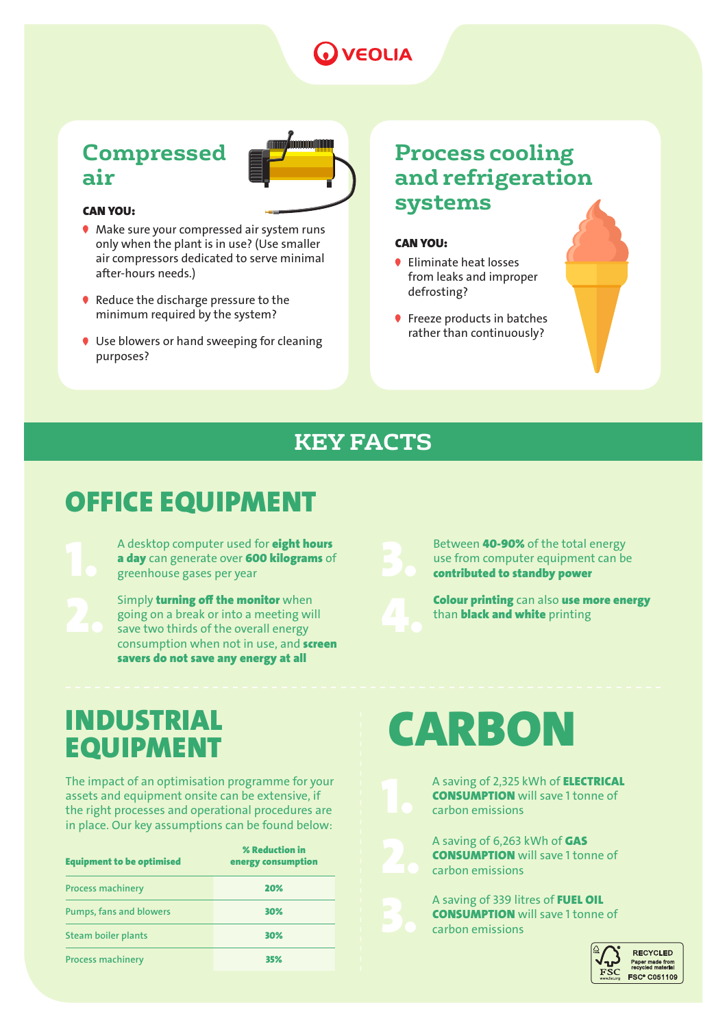## Compressed air

**CAN YOU:**

- Make sure your compressed air system runs only when the plant is in use? (Use smaller air compressors dedicated to serve minimal after-hours needs.)
- Reduce the discharge pressure to the minimum required by the system?
- Use blowers or hand sweeping for cleaning purposes?

## Process cooling and refrigeration systems

**CAN YOU:**

- Eliminate heat losses from leaks and improper defrosting?
- Freeze products in batches rather than continuously?

# KEY FACTS

## OFFICE EQUIPMENT

1. A desktop computer used for **eight hours a day** can generate over **600 kilograms** of greenhouse gases per year
2. Simply **turning off the monitor** when going on a break or into a meeting will save two thirds of the overall energy consumption when not in use, and **screen savers do not save any energy at all**
3. Between **40-90%** of the total energy use from computer equipment can be **contributed to standby power**
4. **Colour printing** can also **use more energy** than **black and white** printing

## INDUSTRIAL EQUIPMENT

The impact of an optimisation programme for your assets and equipment onsite can be extensive, if the right processes and operational procedures are in place. Our key assumptions can be found below:

| Equipment to be optimised | % Reduction in energy consumption |
|---|---|
| Process machinery | 20% |
| Pumps, fans and blowers | 30% |
| Steam boiler plants | 30% |
| Process machinery | 35% |

## CARBON

1. A saving of 2,325 kWh of **ELECTRICAL CONSUMPTION** will save 1 tonne of carbon emissions
2. A saving of 6,263 kWh of **GAS CONSUMPTION** will save 1 tonne of carbon emissions
3. A saving of 339 litres of **FUEL OIL CONSUMPTION** will save 1 tonne of carbon emissions

RECYCLED
Paper made from recycled material
FSC® C051109